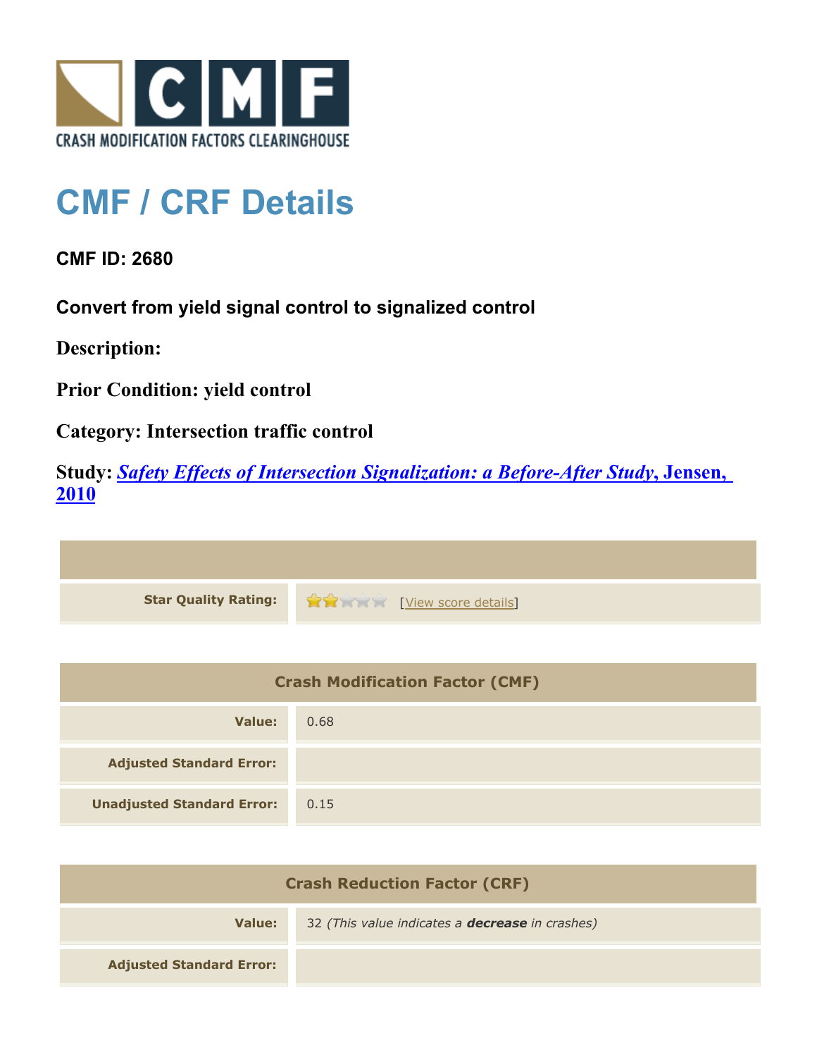CRASH MODIFICATION FACTORS CLEARINGHOUSE

# CMF / CRF Details

**CMF ID: 2680**

**Convert from yield signal control to signalized control**

**Description:**

**Prior Condition: yield control**

**Category: Intersection traffic control**

**Study:** ***Safety Effects of Intersection Signalization: a Before-After Study*, Jensen, 2010**

| | |
|---|---|
| **Star Quality Rating:** | [View score details] |

| Crash Modification Factor (CMF) | |
|---|---|
| **Value:** | 0.68 |
| **Adjusted Standard Error:** | |
| **Unadjusted Standard Error:** | 0.15 |

| Crash Reduction Factor (CRF) | |
|---|---|
| **Value:** | 32 *(This value indicates a **decrease** in crashes)* |
| **Adjusted Standard Error:** | |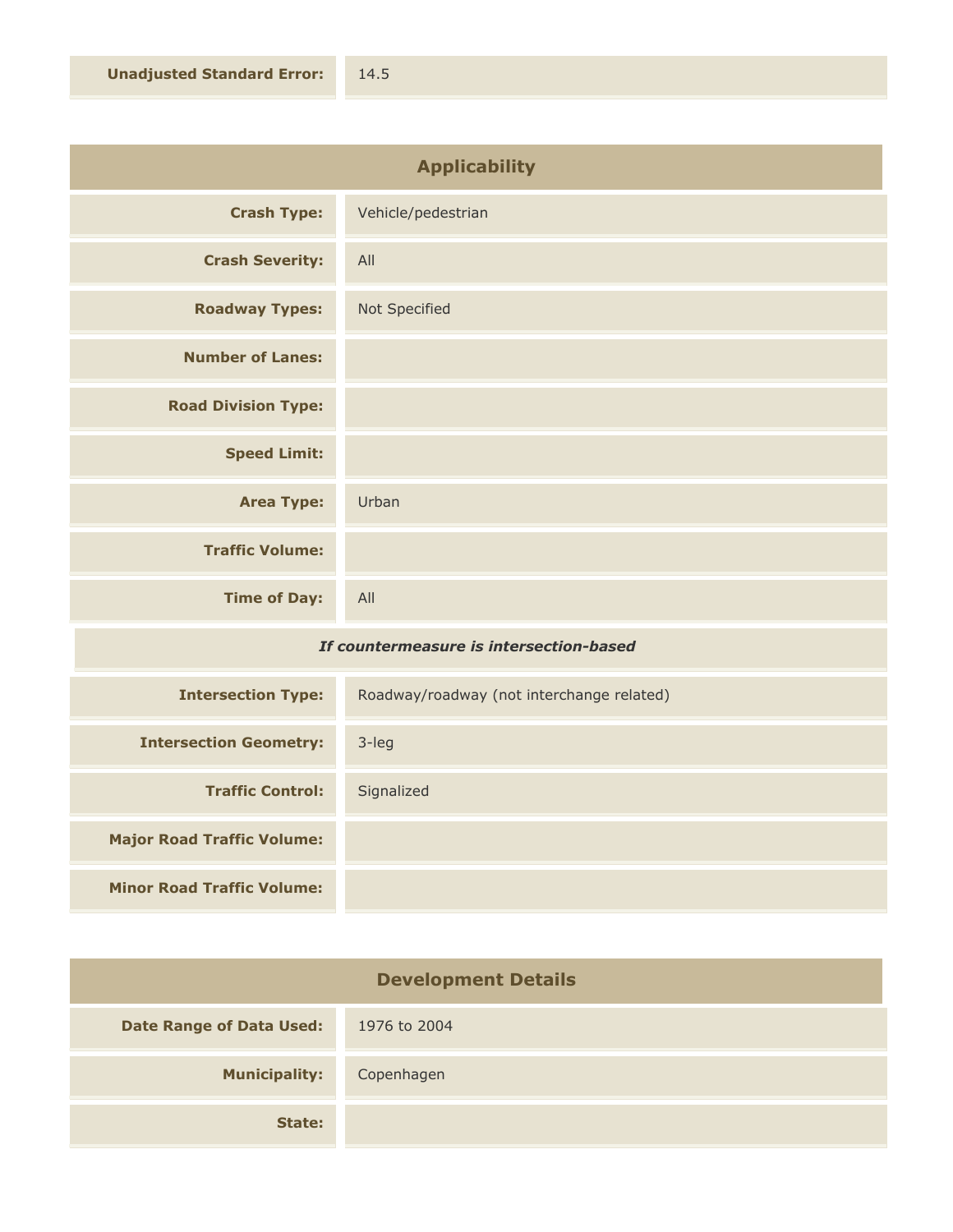| | |
|---|---|
| **Unadjusted Standard Error:** | 14.5 |

## Applicability

| | |
|---|---|
| **Crash Type:** | Vehicle/pedestrian |
| **Crash Severity:** | All |
| **Roadway Types:** | Not Specified |
| **Number of Lanes:** | |
| **Road Division Type:** | |
| **Speed Limit:** | |
| **Area Type:** | Urban |
| **Traffic Volume:** | |
| **Time of Day:** | All |

***If countermeasure is intersection-based***

| | |
|---|---|
| **Intersection Type:** | Roadway/roadway (not interchange related) |
| **Intersection Geometry:** | 3-leg |
| **Traffic Control:** | Signalized |
| **Major Road Traffic Volume:** | |
| **Minor Road Traffic Volume:** | |

## Development Details

| | |
|---|---|
| **Date Range of Data Used:** | 1976 to 2004 |
| **Municipality:** | Copenhagen |
| **State:** | |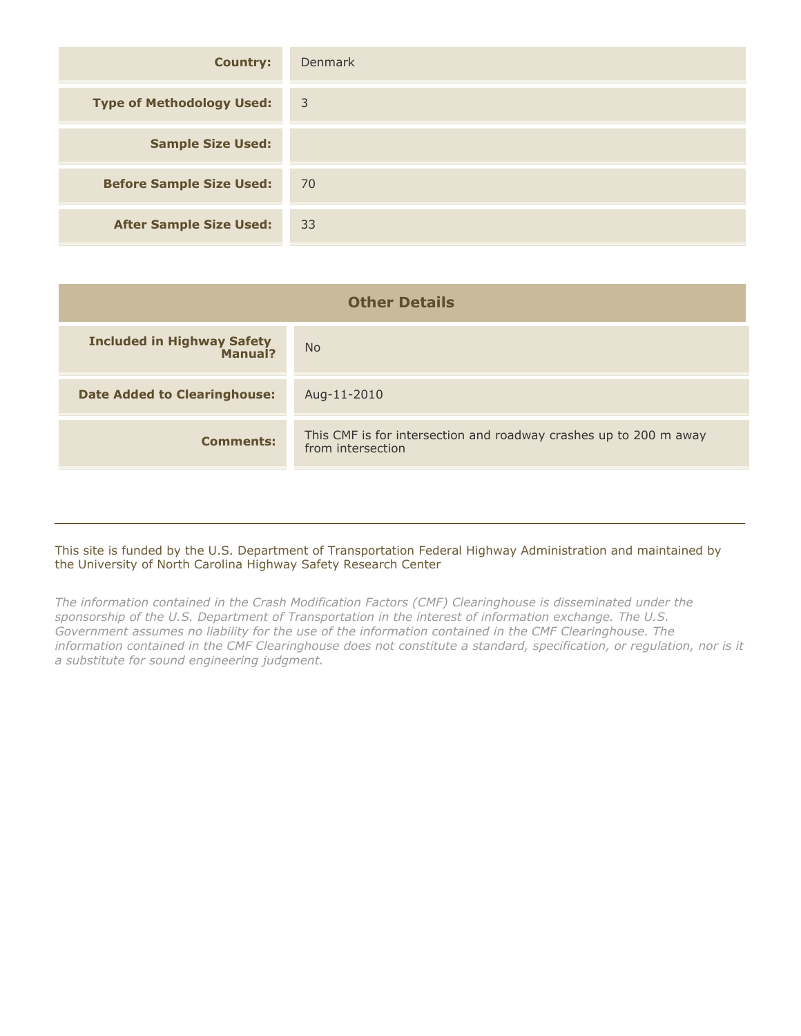| | |
|---|---|
| **Country:** | Denmark |
| **Type of Methodology Used:** | 3 |
| **Sample Size Used:** | |
| **Before Sample Size Used:** | 70 |
| **After Sample Size Used:** | 33 |

## Other Details

| | |
|---|---|
| **Included in Highway Safety Manual?** | No |
| **Date Added to Clearinghouse:** | Aug-11-2010 |
| **Comments:** | This CMF is for intersection and roadway crashes up to 200 m away from intersection |

---

This site is funded by the U.S. Department of Transportation Federal Highway Administration and maintained by the University of North Carolina Highway Safety Research Center

*The information contained in the Crash Modification Factors (CMF) Clearinghouse is disseminated under the sponsorship of the U.S. Department of Transportation in the interest of information exchange. The U.S. Government assumes no liability for the use of the information contained in the CMF Clearinghouse. The information contained in the CMF Clearinghouse does not constitute a standard, specification, or regulation, nor is it a substitute for sound engineering judgment.*